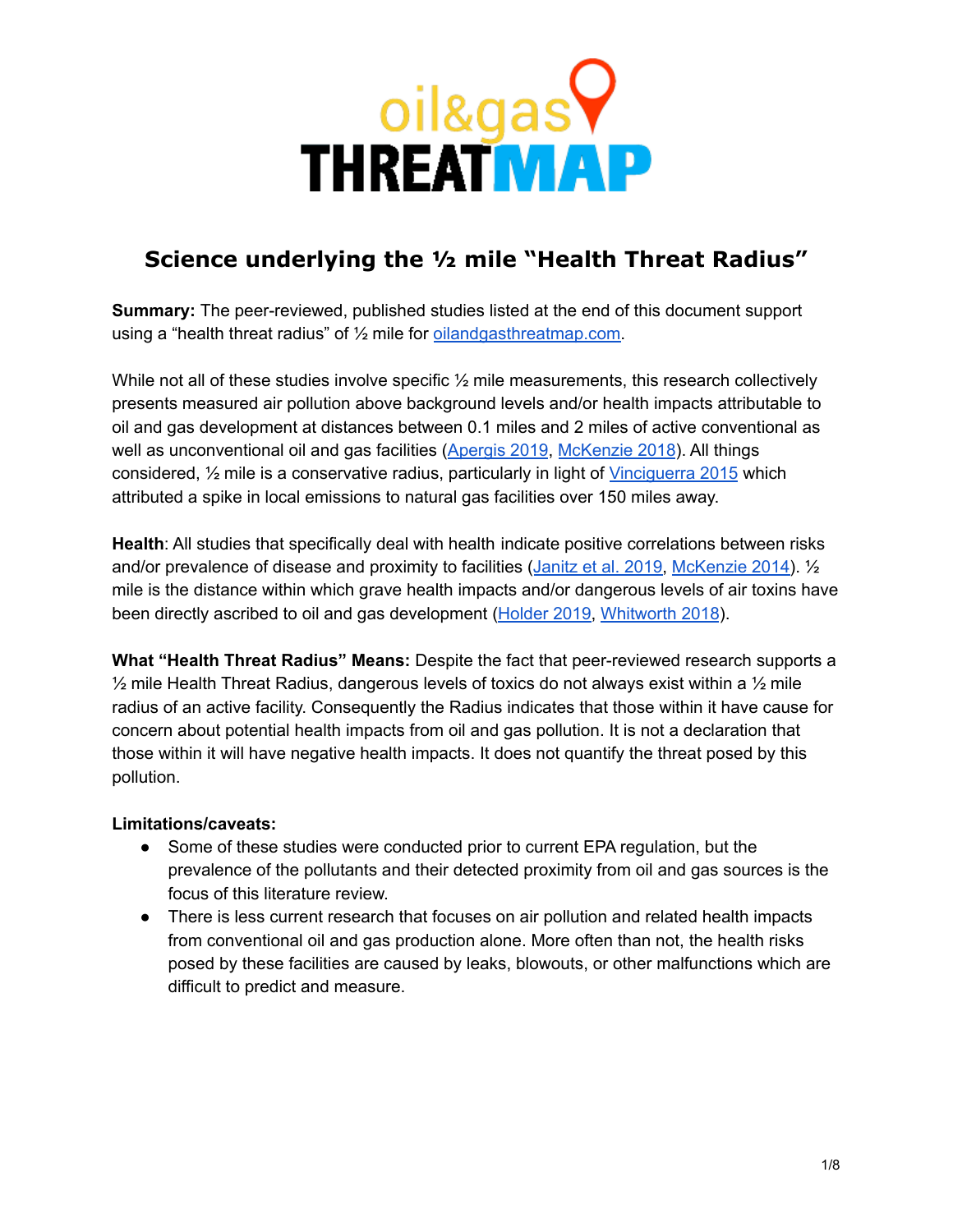oil&gas
THREATMAP

## Science underlying the ½ mile "Health Threat Radius"

**Summary:** The peer-reviewed, published studies listed at the end of this document support using a "health threat radius" of ½ mile for oilandgasthreatmap.com.

While not all of these studies involve specific ½ mile measurements, this research collectively presents measured air pollution above background levels and/or health impacts attributable to oil and gas development at distances between 0.1 miles and 2 miles of active conventional as well as unconventional oil and gas facilities (Apergis 2019, McKenzie 2018). All things considered, ½ mile is a conservative radius, particularly in light of Vinciguerra 2015 which attributed a spike in local emissions to natural gas facilities over 150 miles away.

**Health**: All studies that specifically deal with health indicate positive correlations between risks and/or prevalence of disease and proximity to facilities (Janitz et al. 2019, McKenzie 2014). ½ mile is the distance within which grave health impacts and/or dangerous levels of air toxins have been directly ascribed to oil and gas development (Holder 2019, Whitworth 2018).

**What "Health Threat Radius" Means:** Despite the fact that peer-reviewed research supports a ½ mile Health Threat Radius, dangerous levels of toxics do not always exist within a ½ mile radius of an active facility. Consequently the Radius indicates that those within it have cause for concern about potential health impacts from oil and gas pollution. It is not a declaration that those within it will have negative health impacts. It does not quantify the threat posed by this pollution.

**Limitations/caveats:**

- Some of these studies were conducted prior to current EPA regulation, but the prevalence of the pollutants and their detected proximity from oil and gas sources is the focus of this literature review.
- There is less current research that focuses on air pollution and related health impacts from conventional oil and gas production alone. More often than not, the health risks posed by these facilities are caused by leaks, blowouts, or other malfunctions which are difficult to predict and measure.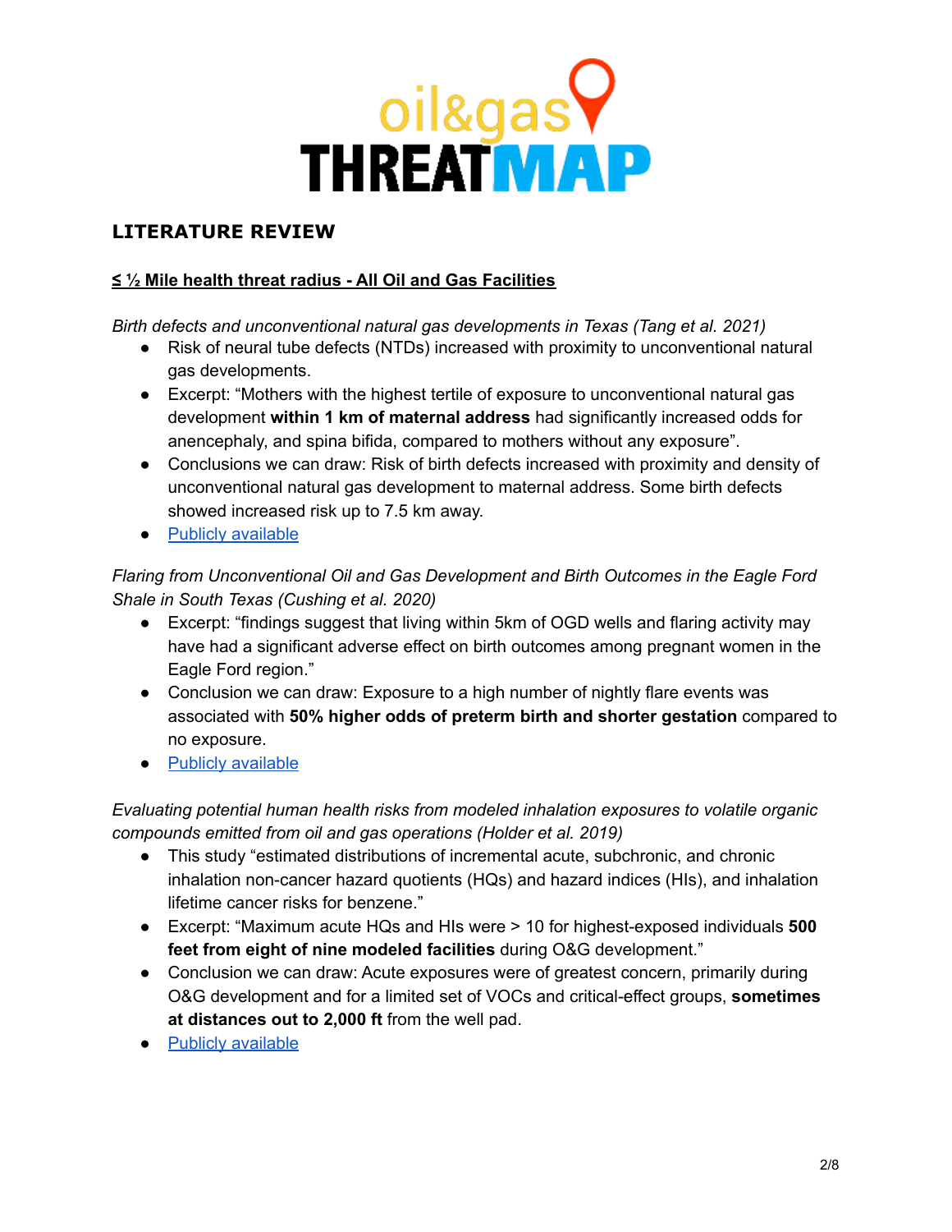oil&gas THREATMAP

## LITERATURE REVIEW

### ≤ ½ Mile health threat radius - All Oil and Gas Facilities

*Birth defects and unconventional natural gas developments in Texas (Tang et al. 2021)*

- Risk of neural tube defects (NTDs) increased with proximity to unconventional natural gas developments.
- Excerpt: "Mothers with the highest tertile of exposure to unconventional natural gas development **within 1 km of maternal address** had significantly increased odds for anencephaly, and spina bifida, compared to mothers without any exposure".
- Conclusions we can draw: Risk of birth defects increased with proximity and density of unconventional natural gas development to maternal address. Some birth defects showed increased risk up to 7.5 km away.
- Publicly available

*Flaring from Unconventional Oil and Gas Development and Birth Outcomes in the Eagle Ford Shale in South Texas (Cushing et al. 2020)*

- Excerpt: "findings suggest that living within 5km of OGD wells and flaring activity may have had a significant adverse effect on birth outcomes among pregnant women in the Eagle Ford region."
- Conclusion we can draw: Exposure to a high number of nightly flare events was associated with **50% higher odds of preterm birth and shorter gestation** compared to no exposure.
- Publicly available

*Evaluating potential human health risks from modeled inhalation exposures to volatile organic compounds emitted from oil and gas operations (Holder et al. 2019)*

- This study "estimated distributions of incremental acute, subchronic, and chronic inhalation non-cancer hazard quotients (HQs) and hazard indices (HIs), and inhalation lifetime cancer risks for benzene."
- Excerpt: "Maximum acute HQs and HIs were > 10 for highest-exposed individuals **500 feet from eight of nine modeled facilities** during O&G development."
- Conclusion we can draw: Acute exposures were of greatest concern, primarily during O&G development and for a limited set of VOCs and critical-effect groups, **sometimes at distances out to 2,000 ft** from the well pad.
- Publicly available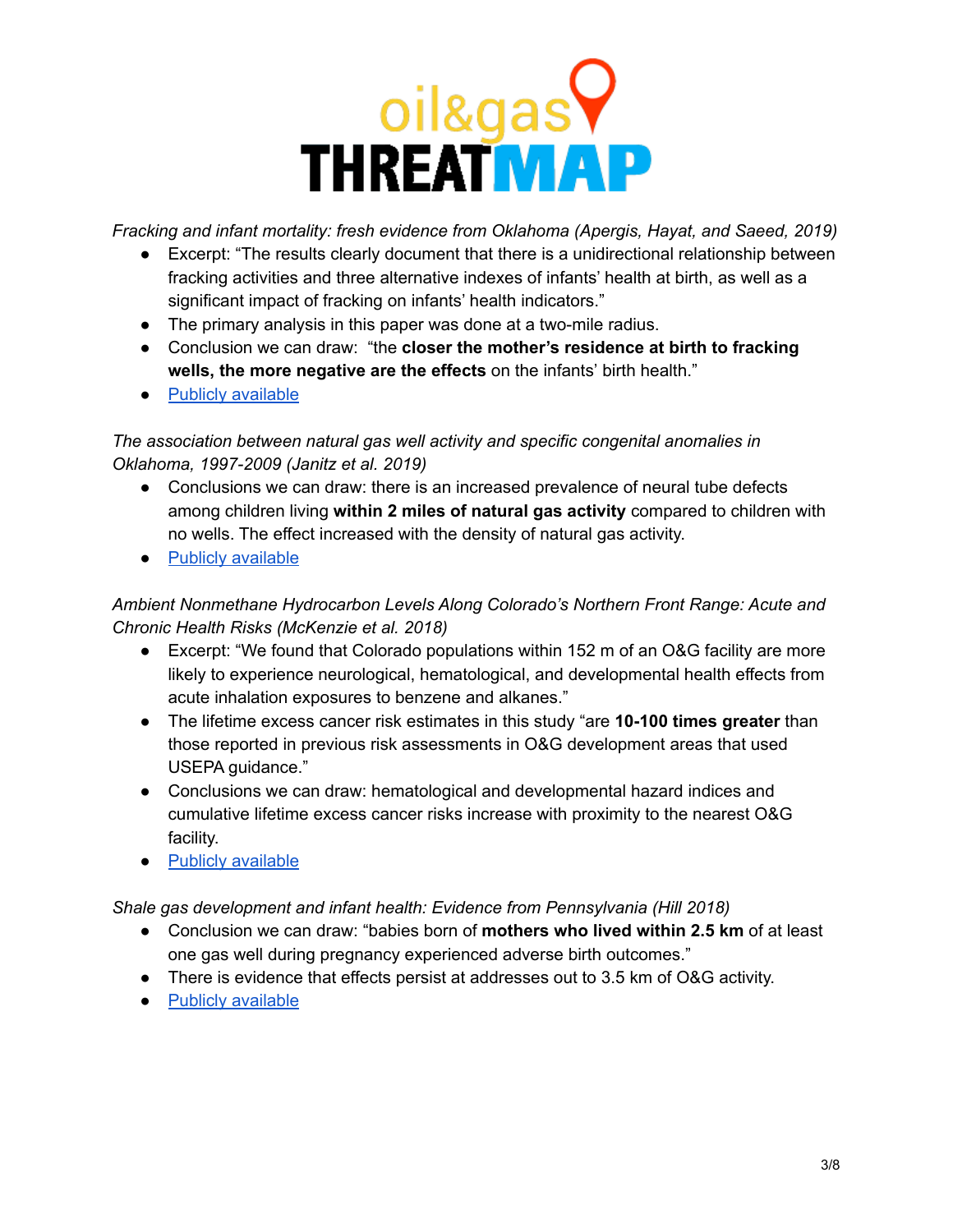*Fracking and infant mortality: fresh evidence from Oklahoma (Apergis, Hayat, and Saeed, 2019)*

- Excerpt: "The results clearly document that there is a unidirectional relationship between fracking activities and three alternative indexes of infants' health at birth, as well as a significant impact of fracking on infants' health indicators."
- The primary analysis in this paper was done at a two-mile radius.
- Conclusion we can draw: "the **closer the mother's residence at birth to fracking wells, the more negative are the effects** on the infants' birth health."
- Publicly available

*The association between natural gas well activity and specific congenital anomalies in Oklahoma, 1997-2009 (Janitz et al. 2019)*

- Conclusions we can draw: there is an increased prevalence of neural tube defects among children living **within 2 miles of natural gas activity** compared to children with no wells. The effect increased with the density of natural gas activity.
- Publicly available

*Ambient Nonmethane Hydrocarbon Levels Along Colorado's Northern Front Range: Acute and Chronic Health Risks (McKenzie et al. 2018)*

- Excerpt: "We found that Colorado populations within 152 m of an O&G facility are more likely to experience neurological, hematological, and developmental health effects from acute inhalation exposures to benzene and alkanes."
- The lifetime excess cancer risk estimates in this study "are **10-100 times greater** than those reported in previous risk assessments in O&G development areas that used USEPA guidance."
- Conclusions we can draw: hematological and developmental hazard indices and cumulative lifetime excess cancer risks increase with proximity to the nearest O&G facility.
- Publicly available

*Shale gas development and infant health: Evidence from Pennsylvania (Hill 2018)*

- Conclusion we can draw: "babies born of **mothers who lived within 2.5 km** of at least one gas well during pregnancy experienced adverse birth outcomes."
- There is evidence that effects persist at addresses out to 3.5 km of O&G activity.
- Publicly available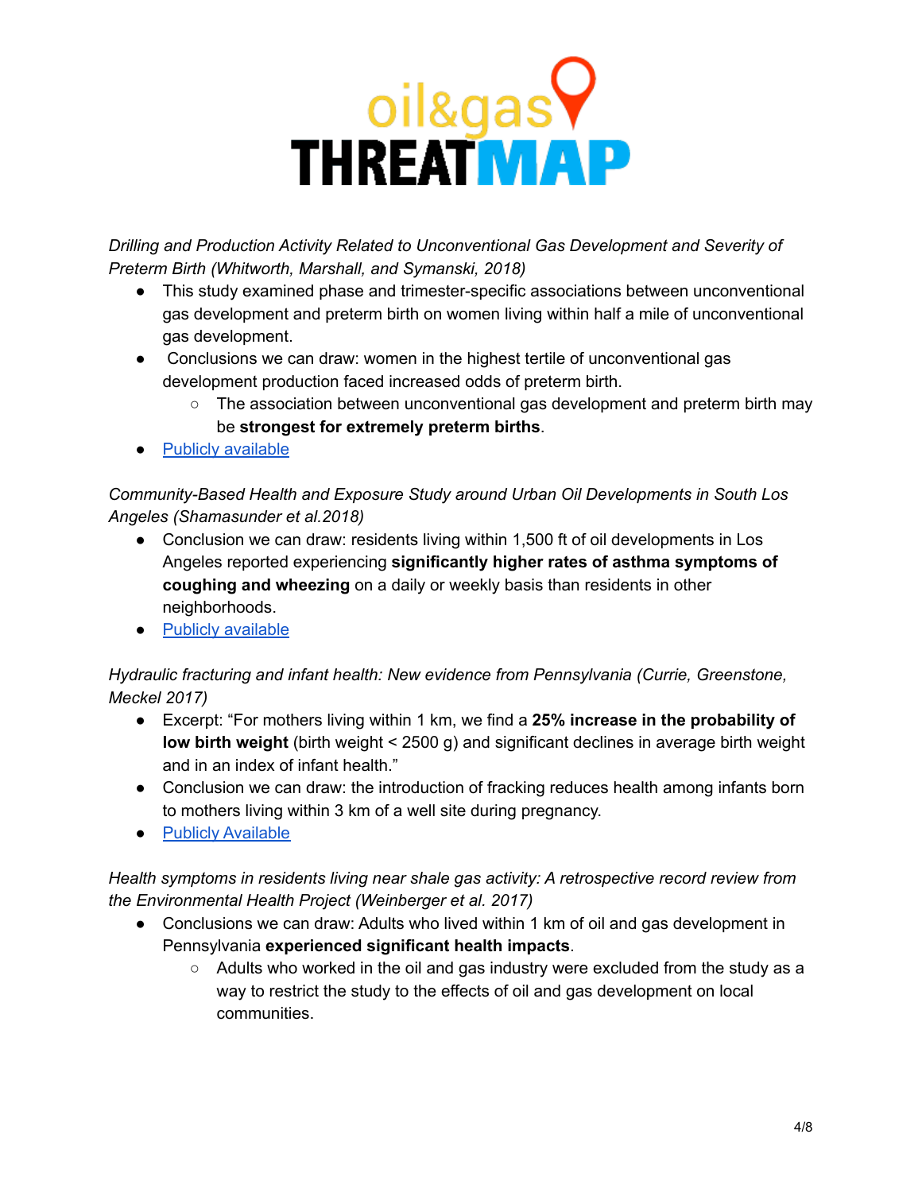*Drilling and Production Activity Related to Unconventional Gas Development and Severity of Preterm Birth (Whitworth, Marshall, and Symanski, 2018)*

- This study examined phase and trimester-specific associations between unconventional gas development and preterm birth on women living within half a mile of unconventional gas development.
- Conclusions we can draw: women in the highest tertile of unconventional gas development production faced increased odds of preterm birth.
  - The association between unconventional gas development and preterm birth may be **strongest for extremely preterm births**.
- Publicly available

*Community-Based Health and Exposure Study around Urban Oil Developments in South Los Angeles (Shamasunder et al.2018)*

- Conclusion we can draw: residents living within 1,500 ft of oil developments in Los Angeles reported experiencing **significantly higher rates of asthma symptoms of coughing and wheezing** on a daily or weekly basis than residents in other neighborhoods.
- Publicly available

*Hydraulic fracturing and infant health: New evidence from Pennsylvania (Currie, Greenstone, Meckel 2017)*

- Excerpt: "For mothers living within 1 km, we find a **25% increase in the probability of low birth weight** (birth weight < 2500 g) and significant declines in average birth weight and in an index of infant health."
- Conclusion we can draw: the introduction of fracking reduces health among infants born to mothers living within 3 km of a well site during pregnancy.
- Publicly Available

*Health symptoms in residents living near shale gas activity: A retrospective record review from the Environmental Health Project (Weinberger et al. 2017)*

- Conclusions we can draw: Adults who lived within 1 km of oil and gas development in Pennsylvania **experienced significant health impacts**.
  - Adults who worked in the oil and gas industry were excluded from the study as a way to restrict the study to the effects of oil and gas development on local communities.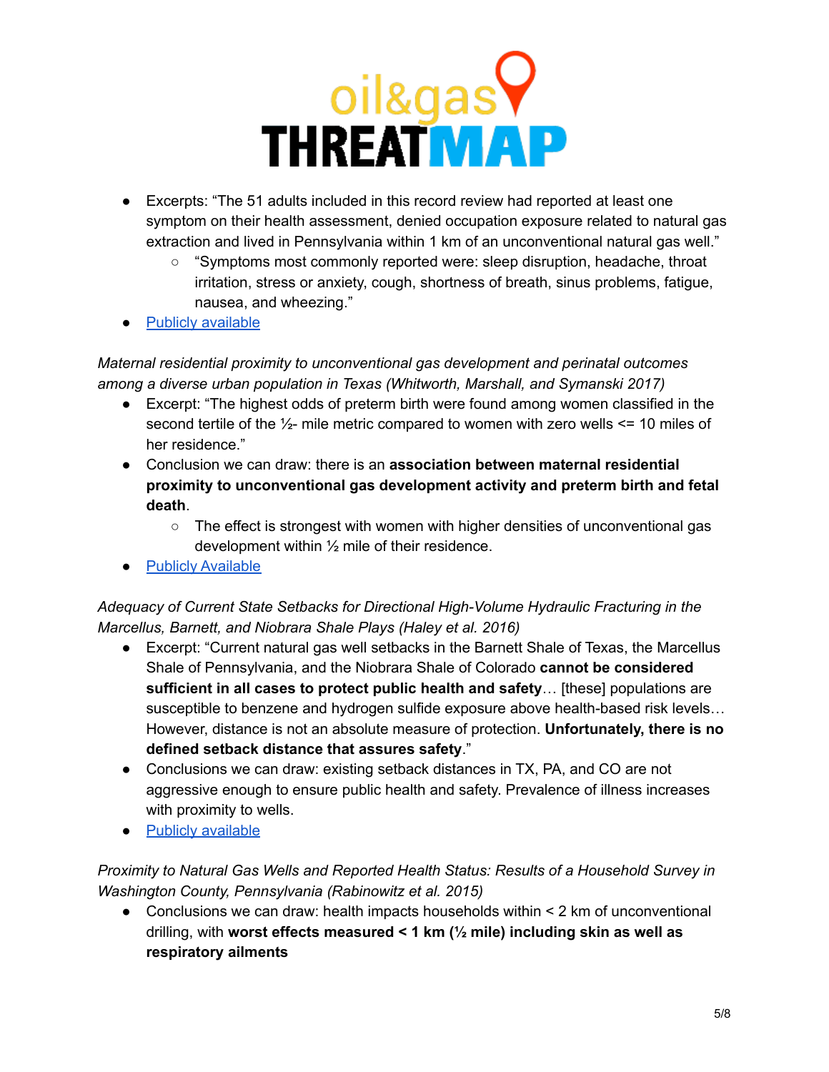- Excerpts: "The 51 adults included in this record review had reported at least one symptom on their health assessment, denied occupation exposure related to natural gas extraction and lived in Pennsylvania within 1 km of an unconventional natural gas well."
  - "Symptoms most commonly reported were: sleep disruption, headache, throat irritation, stress or anxiety, cough, shortness of breath, sinus problems, fatigue, nausea, and wheezing."
- Publicly available

*Maternal residential proximity to unconventional gas development and perinatal outcomes among a diverse urban population in Texas (Whitworth, Marshall, and Symanski 2017)*

- Excerpt: "The highest odds of preterm birth were found among women classified in the second tertile of the ½- mile metric compared to women with zero wells <= 10 miles of her residence."
- Conclusion we can draw: there is an **association between maternal residential proximity to unconventional gas development activity and preterm birth and fetal death**.
  - The effect is strongest with women with higher densities of unconventional gas development within ½ mile of their residence.
- Publicly Available

*Adequacy of Current State Setbacks for Directional High-Volume Hydraulic Fracturing in the Marcellus, Barnett, and Niobrara Shale Plays (Haley et al. 2016)*

- Excerpt: "Current natural gas well setbacks in the Barnett Shale of Texas, the Marcellus Shale of Pennsylvania, and the Niobrara Shale of Colorado **cannot be considered sufficient in all cases to protect public health and safety**… [these] populations are susceptible to benzene and hydrogen sulfide exposure above health-based risk levels… However, distance is not an absolute measure of protection. **Unfortunately, there is no defined setback distance that assures safety**."
- Conclusions we can draw: existing setback distances in TX, PA, and CO are not aggressive enough to ensure public health and safety. Prevalence of illness increases with proximity to wells.
- Publicly available

*Proximity to Natural Gas Wells and Reported Health Status: Results of a Household Survey in Washington County, Pennsylvania (Rabinowitz et al. 2015)*

- Conclusions we can draw: health impacts households within < 2 km of unconventional drilling, with **worst effects measured < 1 km (½ mile) including skin as well as respiratory ailments**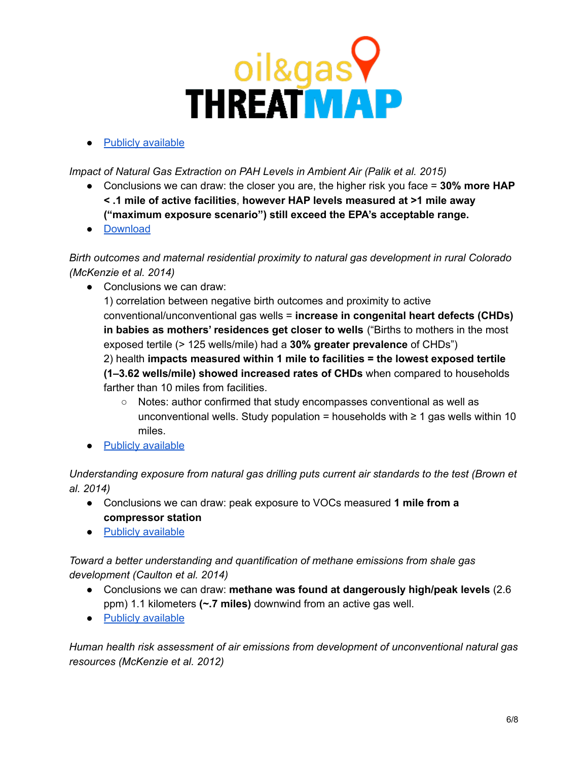- Publicly available

*Impact of Natural Gas Extraction on PAH Levels in Ambient Air (Palik et al. 2015)*

- Conclusions we can draw: the closer you are, the higher risk you face = **30% more HAP < .1 mile of active facilities**, **however HAP levels measured at >1 mile away ("maximum exposure scenario") still exceed the EPA's acceptable range.**
- Download

*Birth outcomes and maternal residential proximity to natural gas development in rural Colorado (McKenzie et al. 2014)*

- Conclusions we can draw:
  1) correlation between negative birth outcomes and proximity to active conventional/unconventional gas wells = **increase in congenital heart defects (CHDs) in babies as mothers' residences get closer to wells** ("Births to mothers in the most exposed tertile (> 125 wells/mile) had a **30% greater prevalence** of CHDs")
  2) health **impacts measured within 1 mile to facilities = the lowest exposed tertile (1–3.62 wells/mile) showed increased rates of CHDs** when compared to households farther than 10 miles from facilities.
    - Notes: author confirmed that study encompasses conventional as well as unconventional wells. Study population = households with ≥ 1 gas wells within 10 miles.
- Publicly available

*Understanding exposure from natural gas drilling puts current air standards to the test (Brown et al. 2014)*

- Conclusions we can draw: peak exposure to VOCs measured **1 mile from a compressor station**
- Publicly available

*Toward a better understanding and quantification of methane emissions from shale gas development (Caulton et al. 2014)*

- Conclusions we can draw: **methane was found at dangerously high/peak levels** (2.6 ppm) 1.1 kilometers **(~.7 miles)** downwind from an active gas well.
- Publicly available

*Human health risk assessment of air emissions from development of unconventional natural gas resources (McKenzie et al. 2012)*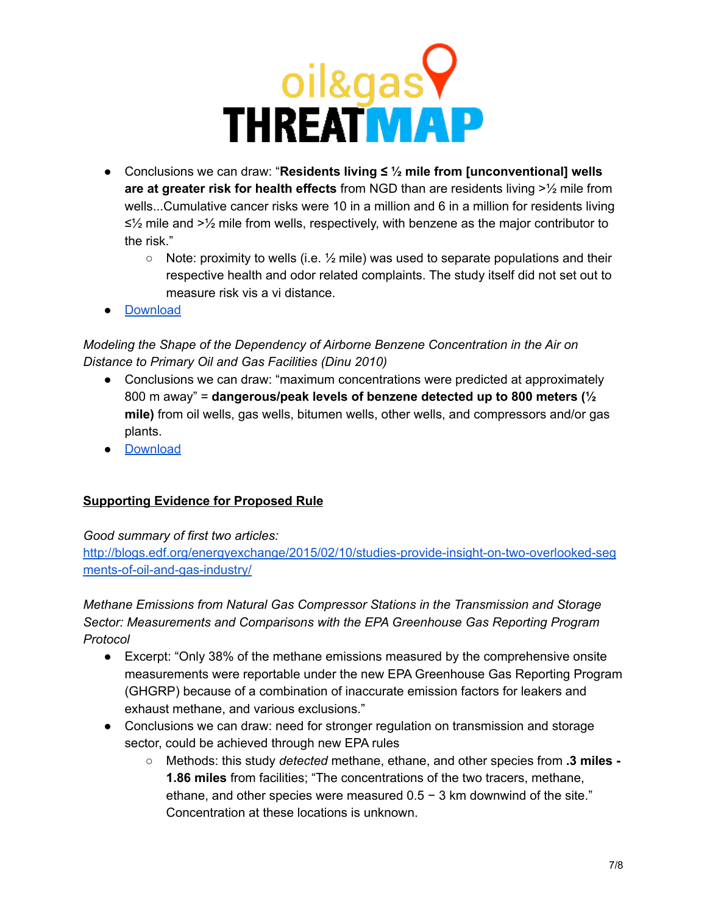- Conclusions we can draw: "**Residents living ≤ ½ mile from [unconventional] wells are at greater risk for health effects** from NGD than are residents living >½ mile from wells...Cumulative cancer risks were 10 in a million and 6 in a million for residents living ≤½ mile and >½ mile from wells, respectively, with benzene as the major contributor to the risk."
    - Note: proximity to wells (i.e. ½ mile) was used to separate populations and their respective health and odor related complaints. The study itself did not set out to measure risk vis a vi distance.
- [Download]()

*Modeling the Shape of the Dependency of Airborne Benzene Concentration in the Air on Distance to Primary Oil and Gas Facilities (Dinu 2010)*

- Conclusions we can draw: "maximum concentrations were predicted at approximately 800 m away" = **dangerous/peak levels of benzene detected up to 800 meters (½ mile)** from oil wells, gas wells, bitumen wells, other wells, and compressors and/or gas plants.
- [Download]()

**<u>Supporting Evidence for Proposed Rule</u>**

*Good summary of first two articles:*
[http://blogs.edf.org/energyexchange/2015/02/10/studies-provide-insight-on-two-overlooked-segments-of-oil-and-gas-industry/](http://blogs.edf.org/energyexchange/2015/02/10/studies-provide-insight-on-two-overlooked-segments-of-oil-and-gas-industry/)

*Methane Emissions from Natural Gas Compressor Stations in the Transmission and Storage Sector: Measurements and Comparisons with the EPA Greenhouse Gas Reporting Program Protocol*

- Excerpt: "Only 38% of the methane emissions measured by the comprehensive onsite measurements were reportable under the new EPA Greenhouse Gas Reporting Program (GHGRP) because of a combination of inaccurate emission factors for leakers and exhaust methane, and various exclusions."
- Conclusions we can draw: need for stronger regulation on transmission and storage sector, could be achieved through new EPA rules
    - Methods: this study *detected* methane, ethane, and other species from **.3 miles - 1.86 miles** from facilities; "The concentrations of the two tracers, methane, ethane, and other species were measured 0.5 − 3 km downwind of the site." Concentration at these locations is unknown.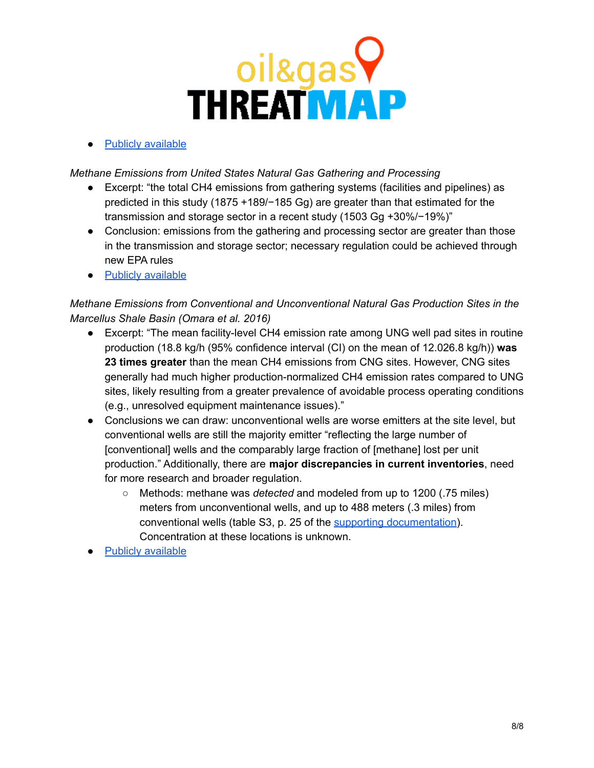- Publicly available

*Methane Emissions from United States Natural Gas Gathering and Processing*

- Excerpt: “the total $CH_4$ emissions from gathering systems (facilities and pipelines) as predicted in this study (1875 +189/−185 Gg) are greater than that estimated for the transmission and storage sector in a recent study (1503 Gg +30%/−19%)”
- Conclusion: emissions from the gathering and processing sector are greater than those in the transmission and storage sector; necessary regulation could be achieved through new EPA rules
- Publicly available

*Methane Emissions from Conventional and Unconventional Natural Gas Production Sites in the Marcellus Shale Basin (Omara et al. 2016)*

- Excerpt: “The mean facility-level $CH_4$ emission rate among UNG well pad sites in routine production (18.8 kg/h (95% confidence interval (CI) on the mean of 12.026.8 kg/h)) **was 23 times greater** than the mean $CH_4$ emissions from CNG sites. However, CNG sites generally had much higher production-normalized $CH_4$ emission rates compared to UNG sites, likely resulting from a greater prevalence of avoidable process operating conditions (e.g., unresolved equipment maintenance issues).”
- Conclusions we can draw: unconventional wells are worse emitters at the site level, but conventional wells are still the majority emitter “reflecting the large number of [conventional] wells and the comparably large fraction of [methane] lost per unit production.” Additionally, there are **major discrepancies in current inventories**, need for more research and broader regulation.
  - Methods: methane was *detected* and modeled from up to 1200 (.75 miles) meters from unconventional wells, and up to 488 meters (.3 miles) from conventional wells (table S3, p. 25 of the supporting documentation). Concentration at these locations is unknown.
- Publicly available